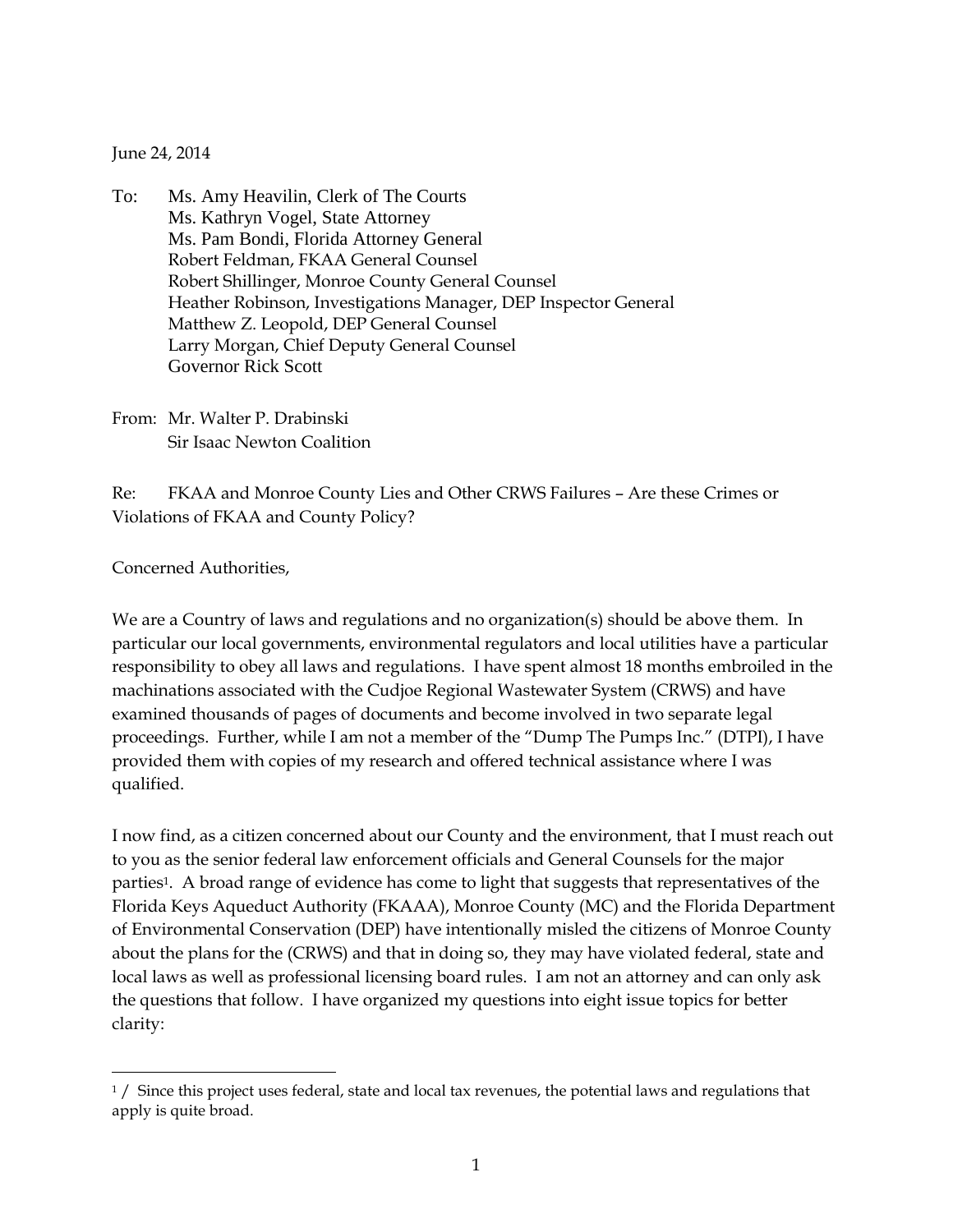June 24, 2014

To: Ms. Amy Heavilin, Clerk of The Courts
Ms. Kathryn Vogel, State Attorney
Ms. Pam Bondi, Florida Attorney General
Robert Feldman, FKAA General Counsel
Robert Shillinger, Monroe County General Counsel
Heather Robinson, Investigations Manager, DEP Inspector General
Matthew Z. Leopold, DEP General Counsel
Larry Morgan, Chief Deputy General Counsel
Governor Rick Scott

From: Mr. Walter P. Drabinski
Sir Isaac Newton Coalition

Re: FKAA and Monroe County Lies and Other CRWS Failures – Are these Crimes or Violations of FKAA and County Policy?

Concerned Authorities,

We are a Country of laws and regulations and no organization(s) should be above them. In particular our local governments, environmental regulators and local utilities have a particular responsibility to obey all laws and regulations. I have spent almost 18 months embroiled in the machinations associated with the Cudjoe Regional Wastewater System (CRWS) and have examined thousands of pages of documents and become involved in two separate legal proceedings. Further, while I am not a member of the "Dump The Pumps Inc." (DTPI), I have provided them with copies of my research and offered technical assistance where I was qualified.

I now find, as a citizen concerned about our County and the environment, that I must reach out to you as the senior federal law enforcement officials and General Counsels for the major parties[1]. A broad range of evidence has come to light that suggests that representatives of the Florida Keys Aqueduct Authority (FKAAA), Monroe County (MC) and the Florida Department of Environmental Conservation (DEP) have intentionally misled the citizens of Monroe County about the plans for the (CRWS) and that in doing so, they may have violated federal, state and local laws as well as professional licensing board rules. I am not an attorney and can only ask the questions that follow. I have organized my questions into eight issue topics for better clarity:

---

[1] / Since this project uses federal, state and local tax revenues, the potential laws and regulations that apply is quite broad.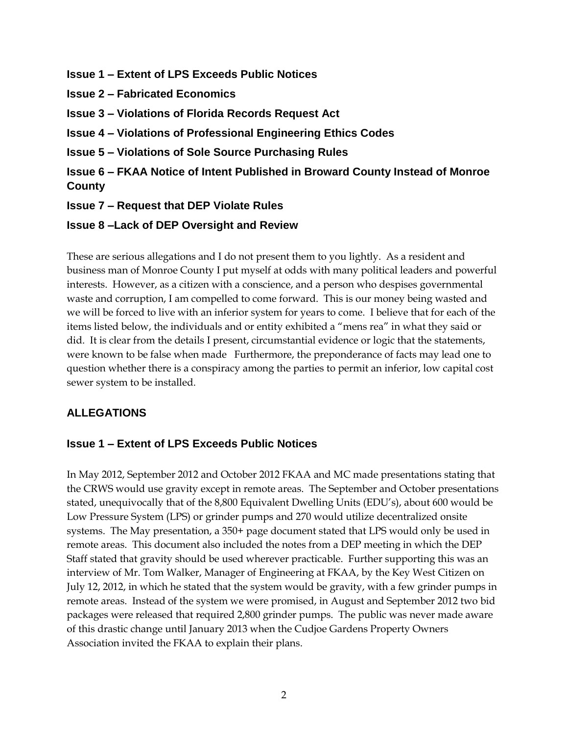**Issue 1 – Extent of LPS Exceeds Public Notices**

**Issue 2 – Fabricated Economics**

**Issue 3 – Violations of Florida Records Request Act**

**Issue 4 – Violations of Professional Engineering Ethics Codes**

**Issue 5 – Violations of Sole Source Purchasing Rules**

**Issue 6 – FKAA Notice of Intent Published in Broward County Instead of Monroe County**

**Issue 7 – Request that DEP Violate Rules**

**Issue 8 –Lack of DEP Oversight and Review**

These are serious allegations and I do not present them to you lightly. As a resident and business man of Monroe County I put myself at odds with many political leaders and powerful interests. However, as a citizen with a conscience, and a person who despises governmental waste and corruption, I am compelled to come forward. This is our money being wasted and we will be forced to live with an inferior system for years to come. I believe that for each of the items listed below, the individuals and or entity exhibited a "mens rea" in what they said or did. It is clear from the details I present, circumstantial evidence or logic that the statements, were known to be false when made Furthermore, the preponderance of facts may lead one to question whether there is a conspiracy among the parties to permit an inferior, low capital cost sewer system to be installed.

## ALLEGATIONS

### Issue 1 – Extent of LPS Exceeds Public Notices

In May 2012, September 2012 and October 2012 FKAA and MC made presentations stating that the CRWS would use gravity except in remote areas. The September and October presentations stated, unequivocally that of the 8,800 Equivalent Dwelling Units (EDU's), about 600 would be Low Pressure System (LPS) or grinder pumps and 270 would utilize decentralized onsite systems. The May presentation, a 350+ page document stated that LPS would only be used in remote areas. This document also included the notes from a DEP meeting in which the DEP Staff stated that gravity should be used wherever practicable. Further supporting this was an interview of Mr. Tom Walker, Manager of Engineering at FKAA, by the Key West Citizen on July 12, 2012, in which he stated that the system would be gravity, with a few grinder pumps in remote areas. Instead of the system we were promised, in August and September 2012 two bid packages were released that required 2,800 grinder pumps. The public was never made aware of this drastic change until January 2013 when the Cudjoe Gardens Property Owners Association invited the FKAA to explain their plans.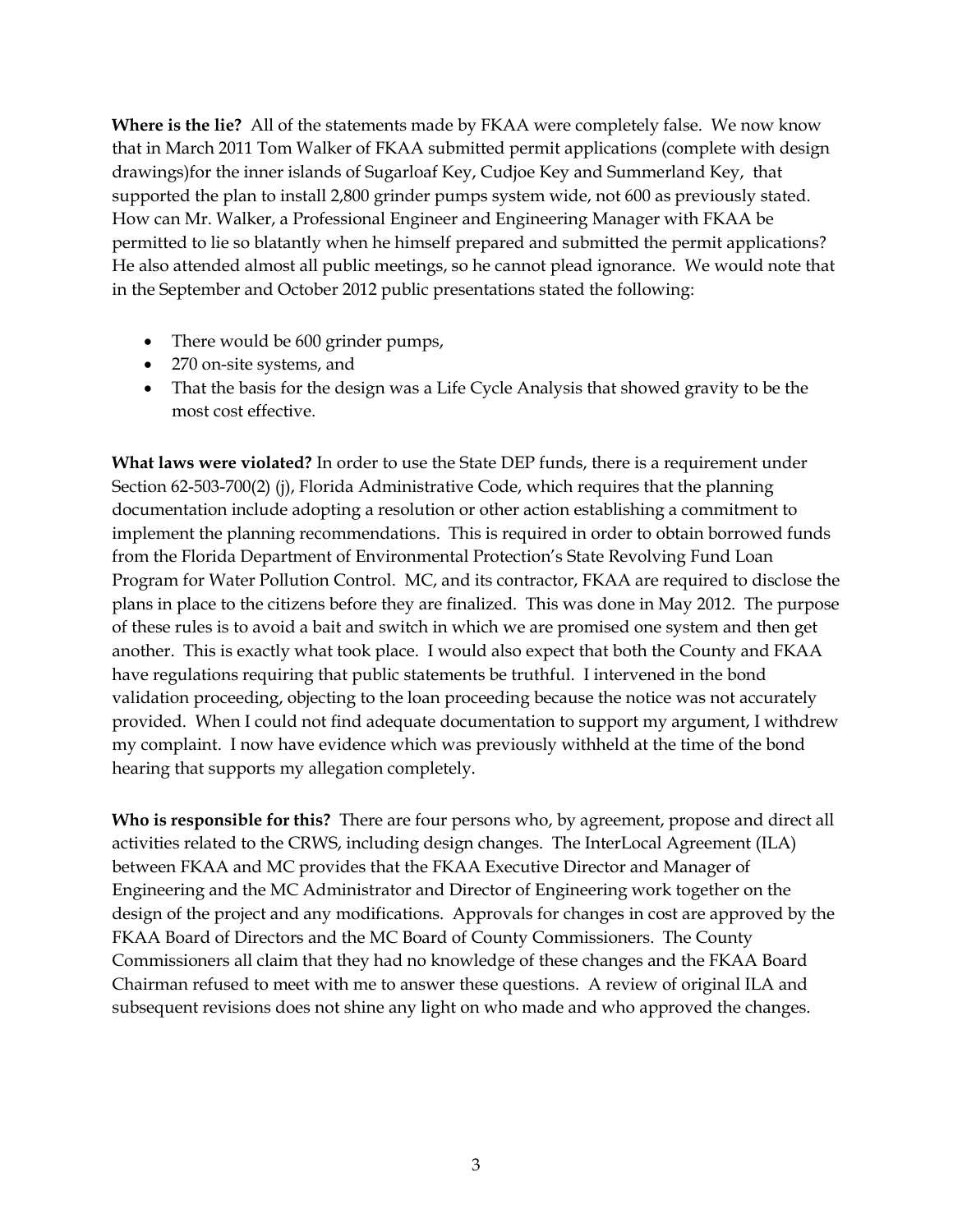**Where is the lie?** All of the statements made by FKAA were completely false. We now know that in March 2011 Tom Walker of FKAA submitted permit applications (complete with design drawings)for the inner islands of Sugarloaf Key, Cudjoe Key and Summerland Key, that supported the plan to install 2,800 grinder pumps system wide, not 600 as previously stated. How can Mr. Walker, a Professional Engineer and Engineering Manager with FKAA be permitted to lie so blatantly when he himself prepared and submitted the permit applications? He also attended almost all public meetings, so he cannot plead ignorance. We would note that in the September and October 2012 public presentations stated the following:

- There would be 600 grinder pumps,
- 270 on-site systems, and
- That the basis for the design was a Life Cycle Analysis that showed gravity to be the most cost effective.

**What laws were violated?** In order to use the State DEP funds, there is a requirement under Section 62-503-700(2) (j), Florida Administrative Code, which requires that the planning documentation include adopting a resolution or other action establishing a commitment to implement the planning recommendations. This is required in order to obtain borrowed funds from the Florida Department of Environmental Protection's State Revolving Fund Loan Program for Water Pollution Control. MC, and its contractor, FKAA are required to disclose the plans in place to the citizens before they are finalized. This was done in May 2012. The purpose of these rules is to avoid a bait and switch in which we are promised one system and then get another. This is exactly what took place. I would also expect that both the County and FKAA have regulations requiring that public statements be truthful. I intervened in the bond validation proceeding, objecting to the loan proceeding because the notice was not accurately provided. When I could not find adequate documentation to support my argument, I withdrew my complaint. I now have evidence which was previously withheld at the time of the bond hearing that supports my allegation completely.

**Who is responsible for this?** There are four persons who, by agreement, propose and direct all activities related to the CRWS, including design changes. The InterLocal Agreement (ILA) between FKAA and MC provides that the FKAA Executive Director and Manager of Engineering and the MC Administrator and Director of Engineering work together on the design of the project and any modifications. Approvals for changes in cost are approved by the FKAA Board of Directors and the MC Board of County Commissioners. The County Commissioners all claim that they had no knowledge of these changes and the FKAA Board Chairman refused to meet with me to answer these questions. A review of original ILA and subsequent revisions does not shine any light on who made and who approved the changes.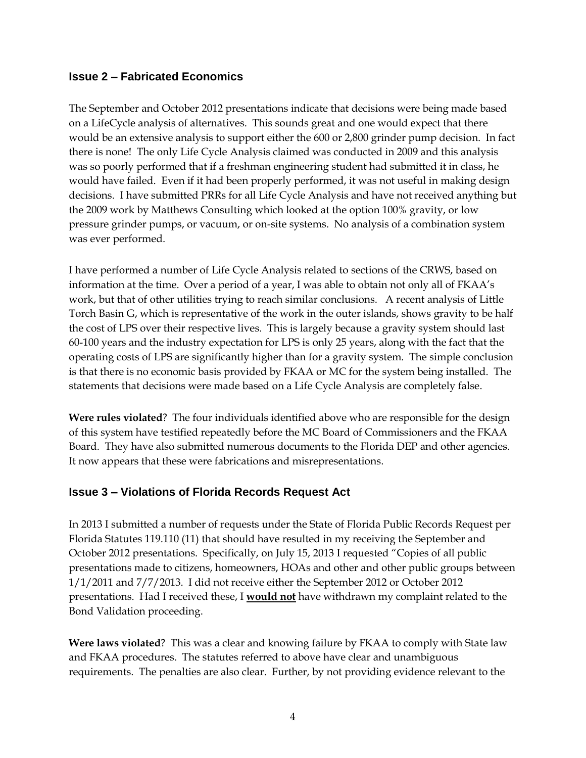## Issue 2 – Fabricated Economics

The September and October 2012 presentations indicate that decisions were being made based on a LifeCycle analysis of alternatives. This sounds great and one would expect that there would be an extensive analysis to support either the 600 or 2,800 grinder pump decision. In fact there is none! The only Life Cycle Analysis claimed was conducted in 2009 and this analysis was so poorly performed that if a freshman engineering student had submitted it in class, he would have failed. Even if it had been properly performed, it was not useful in making design decisions. I have submitted PRRs for all Life Cycle Analysis and have not received anything but the 2009 work by Matthews Consulting which looked at the option 100% gravity, or low pressure grinder pumps, or vacuum, or on-site systems. No analysis of a combination system was ever performed.

I have performed a number of Life Cycle Analysis related to sections of the CRWS, based on information at the time. Over a period of a year, I was able to obtain not only all of FKAA's work, but that of other utilities trying to reach similar conclusions. A recent analysis of Little Torch Basin G, which is representative of the work in the outer islands, shows gravity to be half the cost of LPS over their respective lives. This is largely because a gravity system should last 60-100 years and the industry expectation for LPS is only 25 years, along with the fact that the operating costs of LPS are significantly higher than for a gravity system. The simple conclusion is that there is no economic basis provided by FKAA or MC for the system being installed. The statements that decisions were made based on a Life Cycle Analysis are completely false.

**Were rules violated**? The four individuals identified above who are responsible for the design of this system have testified repeatedly before the MC Board of Commissioners and the FKAA Board. They have also submitted numerous documents to the Florida DEP and other agencies. It now appears that these were fabrications and misrepresentations.

## Issue 3 – Violations of Florida Records Request Act

In 2013 I submitted a number of requests under the State of Florida Public Records Request per Florida Statutes 119.110 (11) that should have resulted in my receiving the September and October 2012 presentations. Specifically, on July 15, 2013 I requested "Copies of all public presentations made to citizens, homeowners, HOAs and other and other public groups between 1/1/2011 and 7/7/2013. I did not receive either the September 2012 or October 2012 presentations. Had I received these, I **<u>would not</u>** have withdrawn my complaint related to the Bond Validation proceeding.

**Were laws violated**? This was a clear and knowing failure by FKAA to comply with State law and FKAA procedures. The statutes referred to above have clear and unambiguous requirements. The penalties are also clear. Further, by not providing evidence relevant to the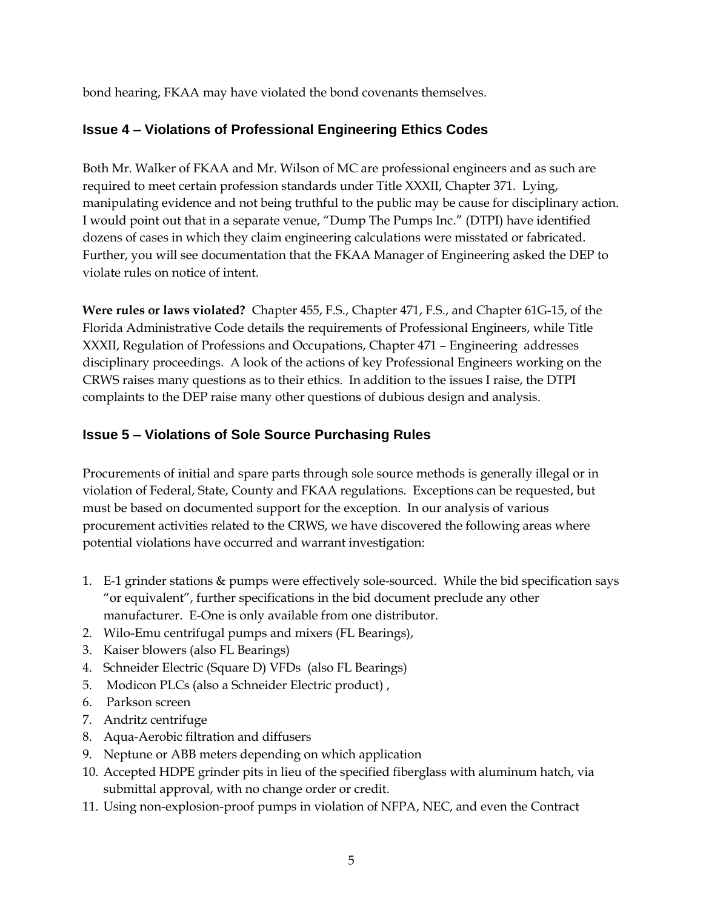bond hearing, FKAA may have violated the bond covenants themselves.

### Issue 4 – Violations of Professional Engineering Ethics Codes

Both Mr. Walker of FKAA and Mr. Wilson of MC are professional engineers and as such are required to meet certain profession standards under Title XXXII, Chapter 371. Lying, manipulating evidence and not being truthful to the public may be cause for disciplinary action. I would point out that in a separate venue, "Dump The Pumps Inc." (DTPI) have identified dozens of cases in which they claim engineering calculations were misstated or fabricated. Further, you will see documentation that the FKAA Manager of Engineering asked the DEP to violate rules on notice of intent.

**Were rules or laws violated?** Chapter 455, F.S., Chapter 471, F.S., and Chapter 61G-15, of the Florida Administrative Code details the requirements of Professional Engineers, while Title XXXII, Regulation of Professions and Occupations, Chapter 471 – Engineering addresses disciplinary proceedings. A look of the actions of key Professional Engineers working on the CRWS raises many questions as to their ethics. In addition to the issues I raise, the DTPI complaints to the DEP raise many other questions of dubious design and analysis.

### Issue 5 – Violations of Sole Source Purchasing Rules

Procurements of initial and spare parts through sole source methods is generally illegal or in violation of Federal, State, County and FKAA regulations. Exceptions can be requested, but must be based on documented support for the exception. In our analysis of various procurement activities related to the CRWS, we have discovered the following areas where potential violations have occurred and warrant investigation:

1. E-1 grinder stations & pumps were effectively sole-sourced. While the bid specification says "or equivalent", further specifications in the bid document preclude any other manufacturer. E-One is only available from one distributor.
2. Wilo-Emu centrifugal pumps and mixers (FL Bearings),
3. Kaiser blowers (also FL Bearings)
4. Schneider Electric (Square D) VFDs (also FL Bearings)
5. Modicon PLCs (also a Schneider Electric product) ,
6. Parkson screen
7. Andritz centrifuge
8. Aqua-Aerobic filtration and diffusers
9. Neptune or ABB meters depending on which application
10. Accepted HDPE grinder pits in lieu of the specified fiberglass with aluminum hatch, via submittal approval, with no change order or credit.
11. Using non-explosion-proof pumps in violation of NFPA, NEC, and even the Contract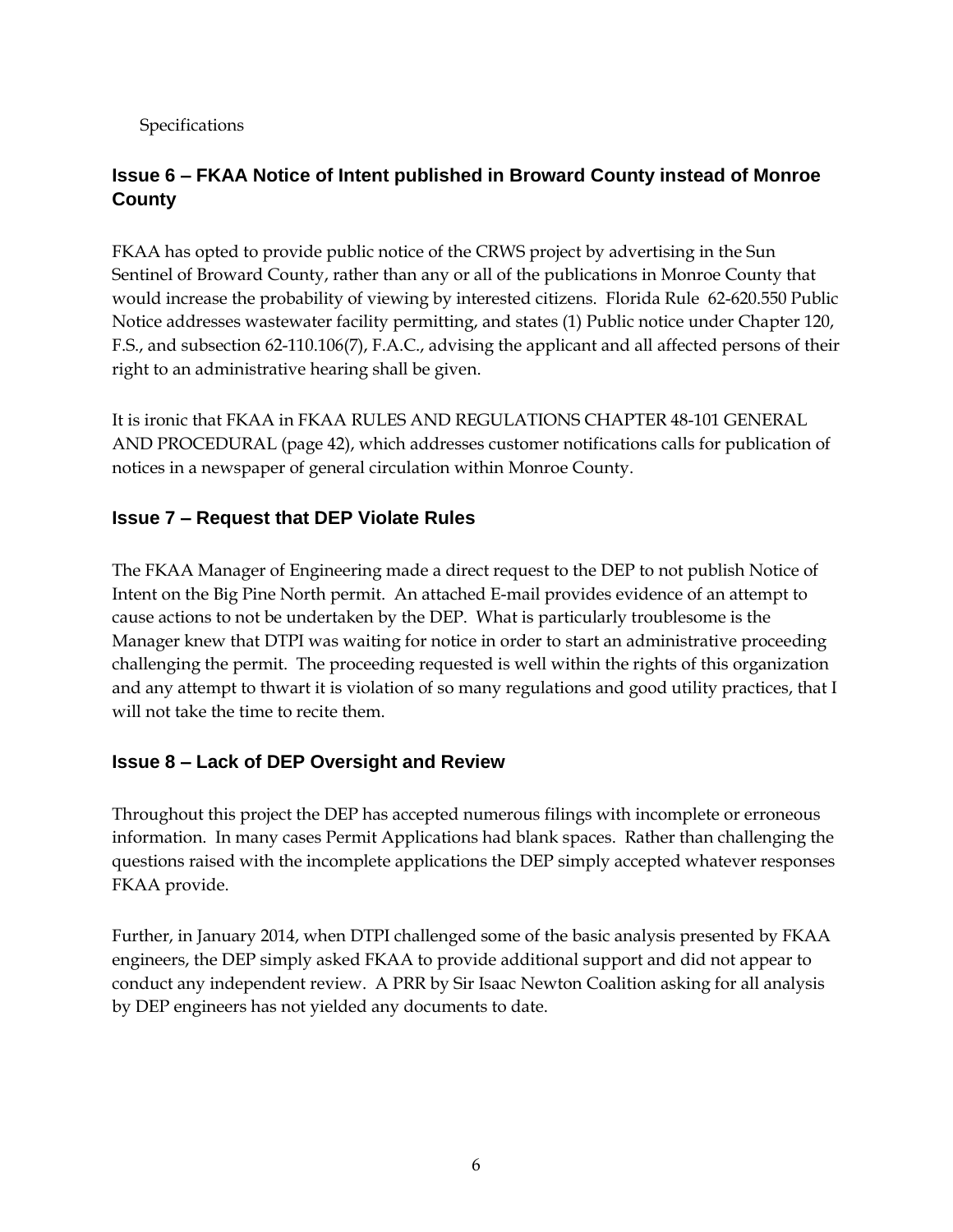Specifications

### Issue 6 – FKAA Notice of Intent published in Broward County instead of Monroe County

FKAA has opted to provide public notice of the CRWS project by advertising in the Sun Sentinel of Broward County, rather than any or all of the publications in Monroe County that would increase the probability of viewing by interested citizens. Florida Rule 62-620.550 Public Notice addresses wastewater facility permitting, and states (1) Public notice under Chapter 120, F.S., and subsection 62-110.106(7), F.A.C., advising the applicant and all affected persons of their right to an administrative hearing shall be given.

It is ironic that FKAA in FKAA RULES AND REGULATIONS CHAPTER 48-101 GENERAL AND PROCEDURAL (page 42), which addresses customer notifications calls for publication of notices in a newspaper of general circulation within Monroe County.

### Issue 7 – Request that DEP Violate Rules

The FKAA Manager of Engineering made a direct request to the DEP to not publish Notice of Intent on the Big Pine North permit. An attached E-mail provides evidence of an attempt to cause actions to not be undertaken by the DEP. What is particularly troublesome is the Manager knew that DTPI was waiting for notice in order to start an administrative proceeding challenging the permit. The proceeding requested is well within the rights of this organization and any attempt to thwart it is violation of so many regulations and good utility practices, that I will not take the time to recite them.

### Issue 8 – Lack of DEP Oversight and Review

Throughout this project the DEP has accepted numerous filings with incomplete or erroneous information. In many cases Permit Applications had blank spaces. Rather than challenging the questions raised with the incomplete applications the DEP simply accepted whatever responses FKAA provide.

Further, in January 2014, when DTPI challenged some of the basic analysis presented by FKAA engineers, the DEP simply asked FKAA to provide additional support and did not appear to conduct any independent review. A PRR by Sir Isaac Newton Coalition asking for all analysis by DEP engineers has not yielded any documents to date.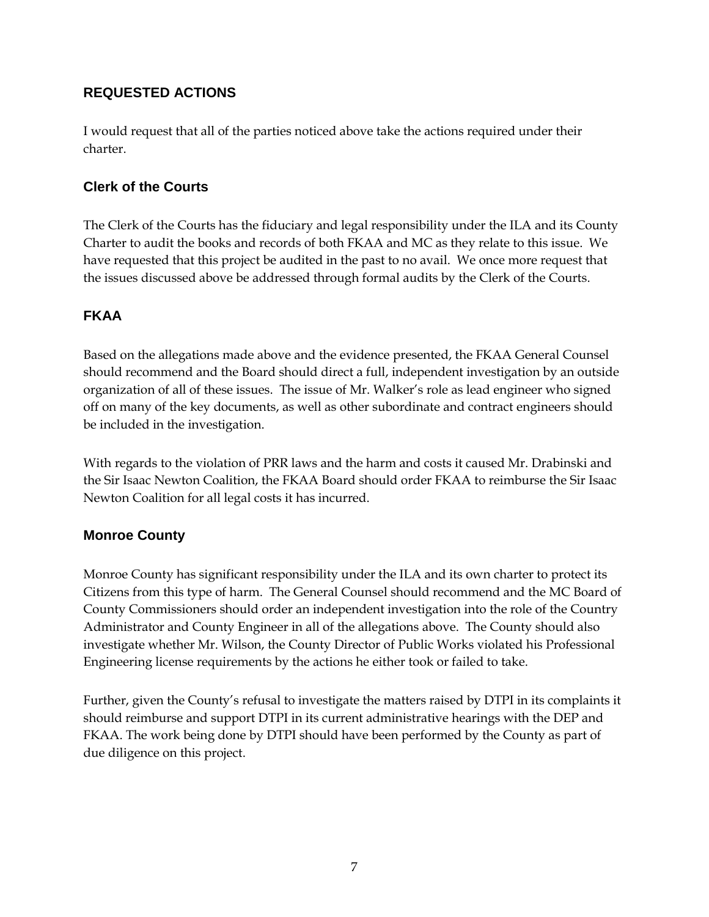## REQUESTED ACTIONS

I would request that all of the parties noticed above take the actions required under their charter.

### Clerk of the Courts

The Clerk of the Courts has the fiduciary and legal responsibility under the ILA and its County Charter to audit the books and records of both FKAA and MC as they relate to this issue. We have requested that this project be audited in the past to no avail. We once more request that the issues discussed above be addressed through formal audits by the Clerk of the Courts.

### FKAA

Based on the allegations made above and the evidence presented, the FKAA General Counsel should recommend and the Board should direct a full, independent investigation by an outside organization of all of these issues. The issue of Mr. Walker's role as lead engineer who signed off on many of the key documents, as well as other subordinate and contract engineers should be included in the investigation.

With regards to the violation of PRR laws and the harm and costs it caused Mr. Drabinski and the Sir Isaac Newton Coalition, the FKAA Board should order FKAA to reimburse the Sir Isaac Newton Coalition for all legal costs it has incurred.

### Monroe County

Monroe County has significant responsibility under the ILA and its own charter to protect its Citizens from this type of harm. The General Counsel should recommend and the MC Board of County Commissioners should order an independent investigation into the role of the Country Administrator and County Engineer in all of the allegations above. The County should also investigate whether Mr. Wilson, the County Director of Public Works violated his Professional Engineering license requirements by the actions he either took or failed to take.

Further, given the County's refusal to investigate the matters raised by DTPI in its complaints it should reimburse and support DTPI in its current administrative hearings with the DEP and FKAA. The work being done by DTPI should have been performed by the County as part of due diligence on this project.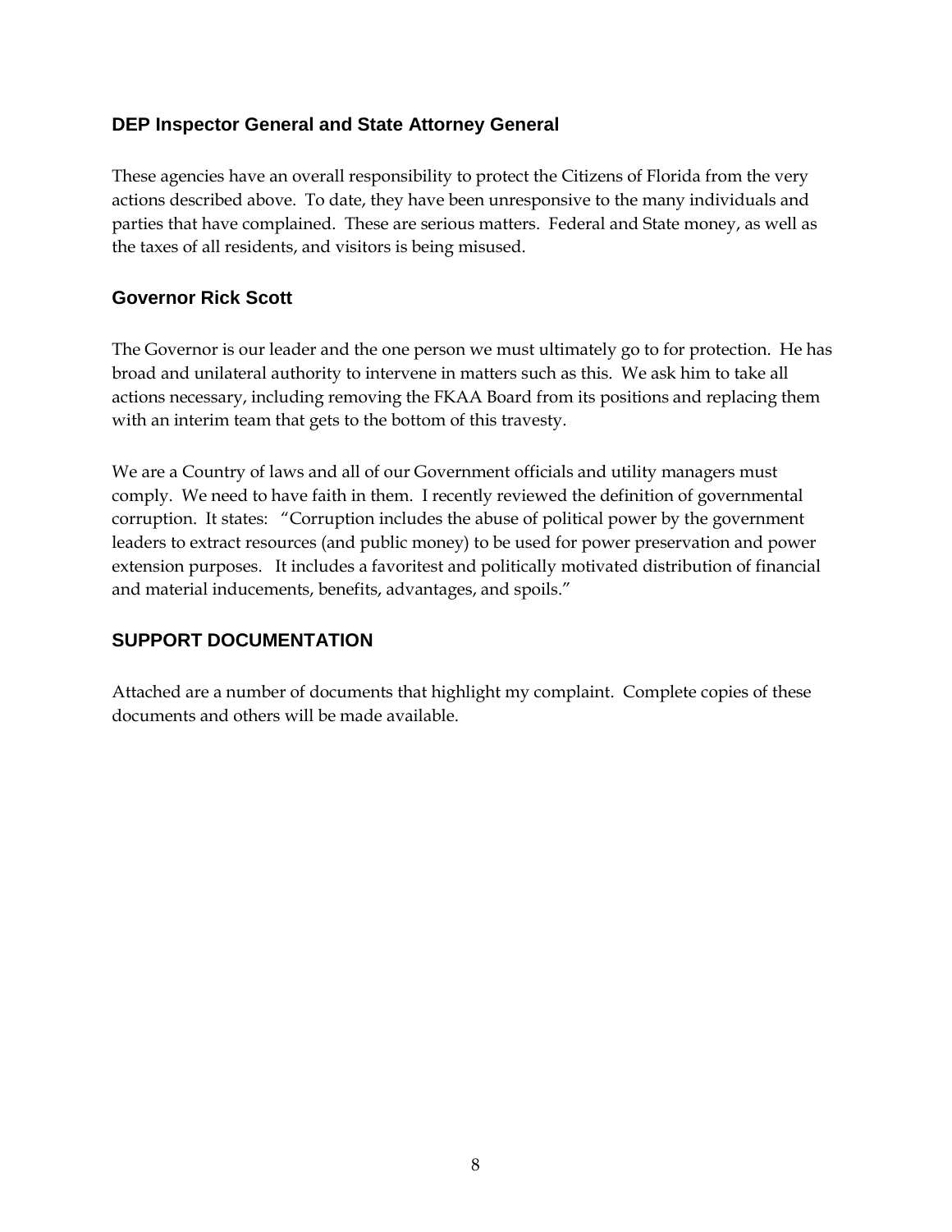## DEP Inspector General and State Attorney General

These agencies have an overall responsibility to protect the Citizens of Florida from the very actions described above. To date, they have been unresponsive to the many individuals and parties that have complained. These are serious matters. Federal and State money, as well as the taxes of all residents, and visitors is being misused.

## Governor Rick Scott

The Governor is our leader and the one person we must ultimately go to for protection. He has broad and unilateral authority to intervene in matters such as this. We ask him to take all actions necessary, including removing the FKAA Board from its positions and replacing them with an interim team that gets to the bottom of this travesty.

We are a Country of laws and all of our Government officials and utility managers must comply. We need to have faith in them. I recently reviewed the definition of governmental corruption. It states: "Corruption includes the abuse of political power by the government leaders to extract resources (and public money) to be used for power preservation and power extension purposes. It includes a favoritest and politically motivated distribution of financial and material inducements, benefits, advantages, and spoils."

## SUPPORT DOCUMENTATION

Attached are a number of documents that highlight my complaint. Complete copies of these documents and others will be made available.